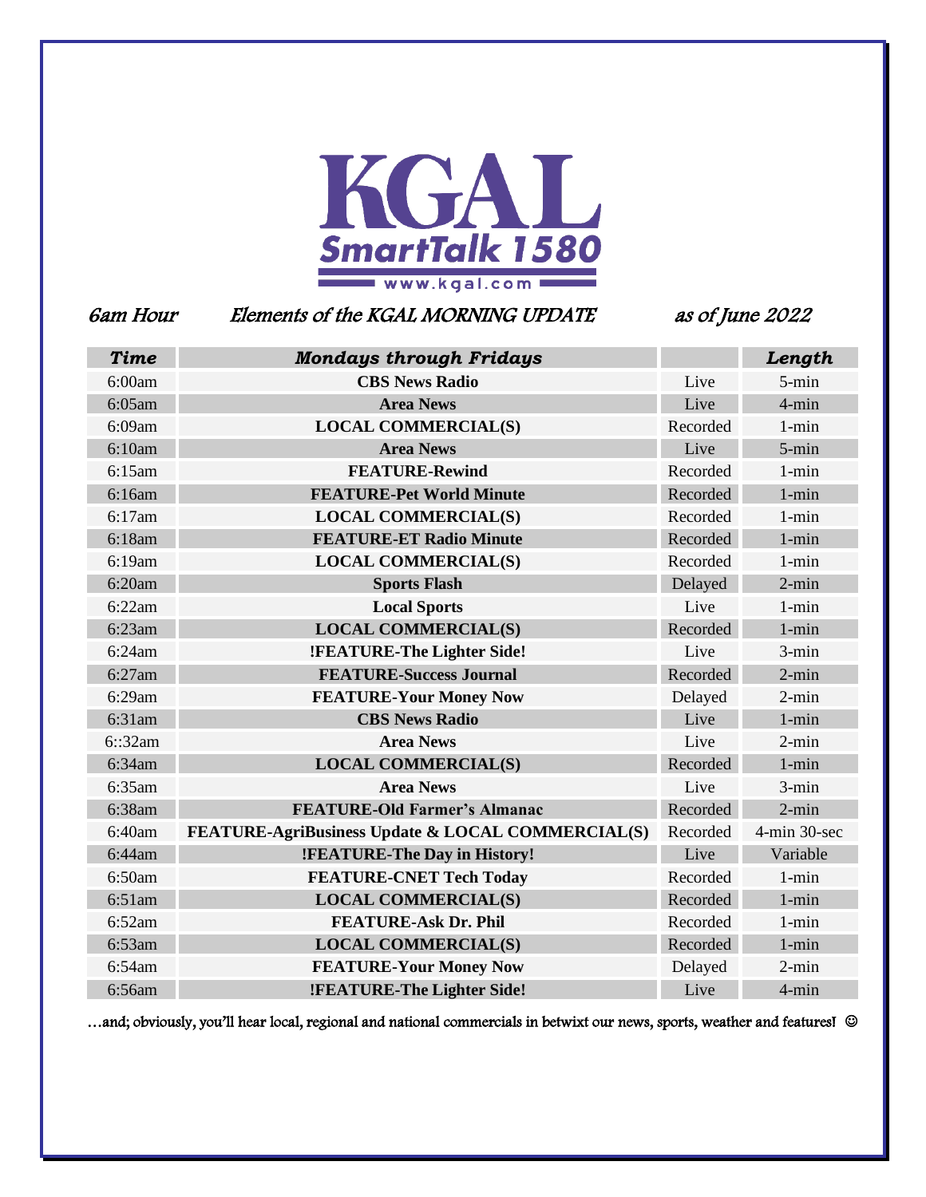# KGAL SmartTalk 1580

www.kgal.com

*6am Hour* *Elements of the KGAL MORNING UPDATE* *as of June 2022*

| ***Time*** | ***Mondays through Fridays*** | | ***Length*** |
|---|---|---|---|
| 6:00am | **CBS News Radio** | Live | 5-min |
| 6:05am | **Area News** | Live | 4-min |
| 6:09am | **LOCAL COMMERCIAL(S)** | Recorded | 1-min |
| 6:10am | **Area News** | Live | 5-min |
| 6:15am | **FEATURE-Rewind** | Recorded | 1-min |
| 6:16am | **FEATURE-Pet World Minute** | Recorded | 1-min |
| 6:17am | **LOCAL COMMERCIAL(S)** | Recorded | 1-min |
| 6:18am | **FEATURE-ET Radio Minute** | Recorded | 1-min |
| 6:19am | **LOCAL COMMERCIAL(S)** | Recorded | 1-min |
| 6:20am | **Sports Flash** | Delayed | 2-min |
| 6:22am | **Local Sports** | Live | 1-min |
| 6:23am | **LOCAL COMMERCIAL(S)** | Recorded | 1-min |
| 6:24am | **!FEATURE-The Lighter Side!** | Live | 3-min |
| 6:27am | **FEATURE-Success Journal** | Recorded | 2-min |
| 6:29am | **FEATURE-Your Money Now** | Delayed | 2-min |
| 6:31am | **CBS News Radio** | Live | 1-min |
| 6::32am | **Area News** | Live | 2-min |
| 6:34am | **LOCAL COMMERCIAL(S)** | Recorded | 1-min |
| 6:35am | **Area News** | Live | 3-min |
| 6:38am | **FEATURE-Old Farmer's Almanac** | Recorded | 2-min |
| 6:40am | **FEATURE-AgriBusiness Update & LOCAL COMMERCIAL(S)** | Recorded | 4-min 30-sec |
| 6:44am | **!FEATURE-The Day in History!** | Live | Variable |
| 6:50am | **FEATURE-CNET Tech Today** | Recorded | 1-min |
| 6:51am | **LOCAL COMMERCIAL(S)** | Recorded | 1-min |
| 6:52am | **FEATURE-Ask Dr. Phil** | Recorded | 1-min |
| 6:53am | **LOCAL COMMERCIAL(S)** | Recorded | 1-min |
| 6:54am | **FEATURE-Your Money Now** | Delayed | 2-min |
| 6:56am | **!FEATURE-The Lighter Side!** | Live | 4-min |

…and; obviously, you'll hear local, regional and national commercials in betwixt our news, sports, weather and features! ☺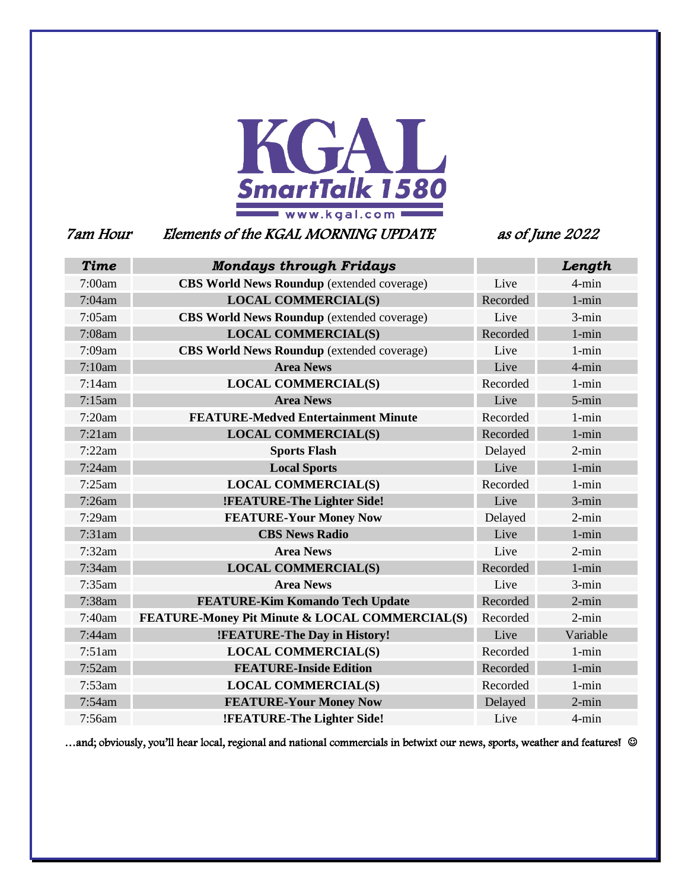# KGAL SmartTalk 1580

www.kgal.com

*7am Hour* *Elements of the KGAL MORNING UPDATE* *as of June 2022*

| *Time* | *Mondays through Fridays* | | *Length* |
|---|---|---|---|
| 7:00am | **CBS World News Roundup** (extended coverage) | Live | 4-min |
| 7:04am | **LOCAL COMMERCIAL(S)** | Recorded | 1-min |
| 7:05am | **CBS World News Roundup** (extended coverage) | Live | 3-min |
| 7:08am | **LOCAL COMMERCIAL(S)** | Recorded | 1-min |
| 7:09am | **CBS World News Roundup** (extended coverage) | Live | 1-min |
| 7:10am | **Area News** | Live | 4-min |
| 7:14am | **LOCAL COMMERCIAL(S)** | Recorded | 1-min |
| 7:15am | **Area News** | Live | 5-min |
| 7:20am | **FEATURE-Medved Entertainment Minute** | Recorded | 1-min |
| 7:21am | **LOCAL COMMERCIAL(S)** | Recorded | 1-min |
| 7:22am | **Sports Flash** | Delayed | 2-min |
| 7:24am | **Local Sports** | Live | 1-min |
| 7:25am | **LOCAL COMMERCIAL(S)** | Recorded | 1-min |
| 7:26am | **!FEATURE-The Lighter Side!** | Live | 3-min |
| 7:29am | **FEATURE-Your Money Now** | Delayed | 2-min |
| 7:31am | **CBS News Radio** | Live | 1-min |
| 7:32am | **Area News** | Live | 2-min |
| 7:34am | **LOCAL COMMERCIAL(S)** | Recorded | 1-min |
| 7:35am | **Area News** | Live | 3-min |
| 7:38am | **FEATURE-Kim Komando Tech Update** | Recorded | 2-min |
| 7:40am | **FEATURE-Money Pit Minute & LOCAL COMMERCIAL(S)** | Recorded | 2-min |
| 7:44am | **!FEATURE-The Day in History!** | Live | Variable |
| 7:51am | **LOCAL COMMERCIAL(S)** | Recorded | 1-min |
| 7:52am | **FEATURE-Inside Edition** | Recorded | 1-min |
| 7:53am | **LOCAL COMMERCIAL(S)** | Recorded | 1-min |
| 7:54am | **FEATURE-Your Money Now** | Delayed | 2-min |
| 7:56am | **!FEATURE-The Lighter Side!** | Live | 4-min |

…and; obviously, you'll hear local, regional and national commercials in betwixt our news, sports, weather and features! ☺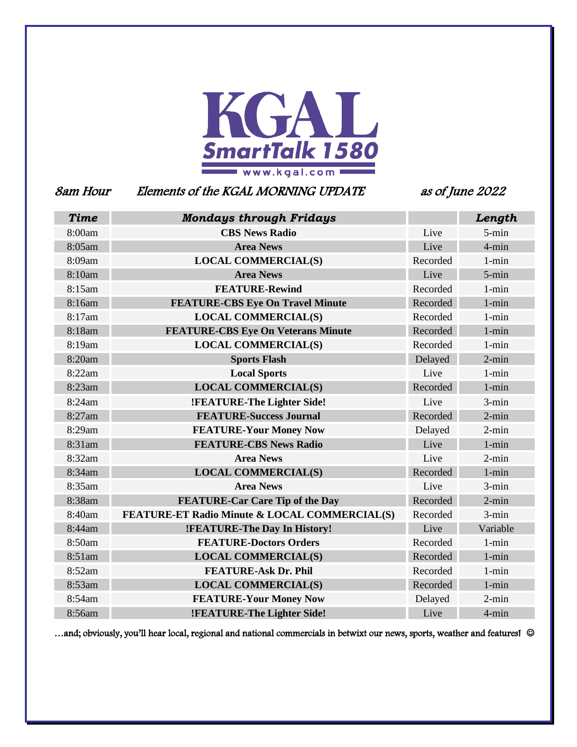KGAL SmartTalk 1580 www.kgal.com

*8am Hour* *Elements of the KGAL MORNING UPDATE* *as of June 2022*

| Time | Mondays through Fridays | | Length |
|---|---|---|---|
| 8:00am | **CBS News Radio** | Live | 5-min |
| 8:05am | **Area News** | Live | 4-min |
| 8:09am | **LOCAL COMMERCIAL(S)** | Recorded | 1-min |
| 8:10am | **Area News** | Live | 5-min |
| 8:15am | **FEATURE-Rewind** | Recorded | 1-min |
| 8:16am | **FEATURE-CBS Eye On Travel Minute** | Recorded | 1-min |
| 8:17am | **LOCAL COMMERCIAL(S)** | Recorded | 1-min |
| 8:18am | **FEATURE-CBS Eye On Veterans Minute** | Recorded | 1-min |
| 8:19am | **LOCAL COMMERCIAL(S)** | Recorded | 1-min |
| 8:20am | **Sports Flash** | Delayed | 2-min |
| 8:22am | **Local Sports** | Live | 1-min |
| 8:23am | **LOCAL COMMERCIAL(S)** | Recorded | 1-min |
| 8:24am | **!FEATURE-The Lighter Side!** | Live | 3-min |
| 8:27am | **FEATURE-Success Journal** | Recorded | 2-min |
| 8:29am | **FEATURE-Your Money Now** | Delayed | 2-min |
| 8:31am | **FEATURE-CBS News Radio** | Live | 1-min |
| 8:32am | **Area News** | Live | 2-min |
| 8:34am | **LOCAL COMMERCIAL(S)** | Recorded | 1-min |
| 8:35am | **Area News** | Live | 3-min |
| 8:38am | **FEATURE-Car Care Tip of the Day** | Recorded | 2-min |
| 8:40am | **FEATURE-ET Radio Minute & LOCAL COMMERCIAL(S)** | Recorded | 3-min |
| 8:44am | **!FEATURE-The Day In History!** | Live | Variable |
| 8:50am | **FEATURE-Doctors Orders** | Recorded | 1-min |
| 8:51am | **LOCAL COMMERCIAL(S)** | Recorded | 1-min |
| 8:52am | **FEATURE-Ask Dr. Phil** | Recorded | 1-min |
| 8:53am | **LOCAL COMMERCIAL(S)** | Recorded | 1-min |
| 8:54am | **FEATURE-Your Money Now** | Delayed | 2-min |
| 8:56am | **!FEATURE-The Lighter Side!** | Live | 4-min |

…and; obviously, you'll hear local, regional and national commercials in betwixt our news, sports, weather and features! ☺